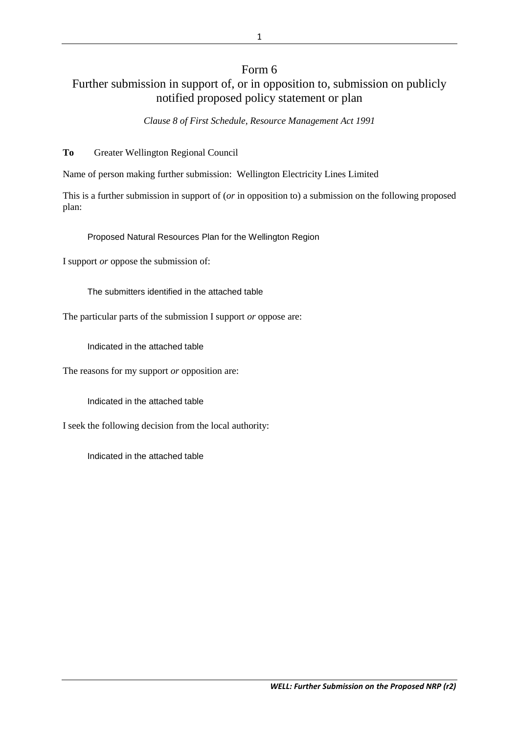# Form 6

## Further submission in support of, or in opposition to, submission on publicly notified proposed policy statement or plan

*Clause 8 of First Schedule, Resource Management Act 1991*

**To** Greater Wellington Regional Council

Name of person making further submission: Wellington Electricity Lines Limited

This is a further submission in support of (*or* in opposition to) a submission on the following proposed plan:

Proposed Natural Resources Plan for the Wellington Region

I support *or* oppose the submission of:

The submitters identified in the attached table

The particular parts of the submission I support *or* oppose are:

Indicated in the attached table

The reasons for my support *or* opposition are:

Indicated in the attached table

I seek the following decision from the local authority:

Indicated in the attached table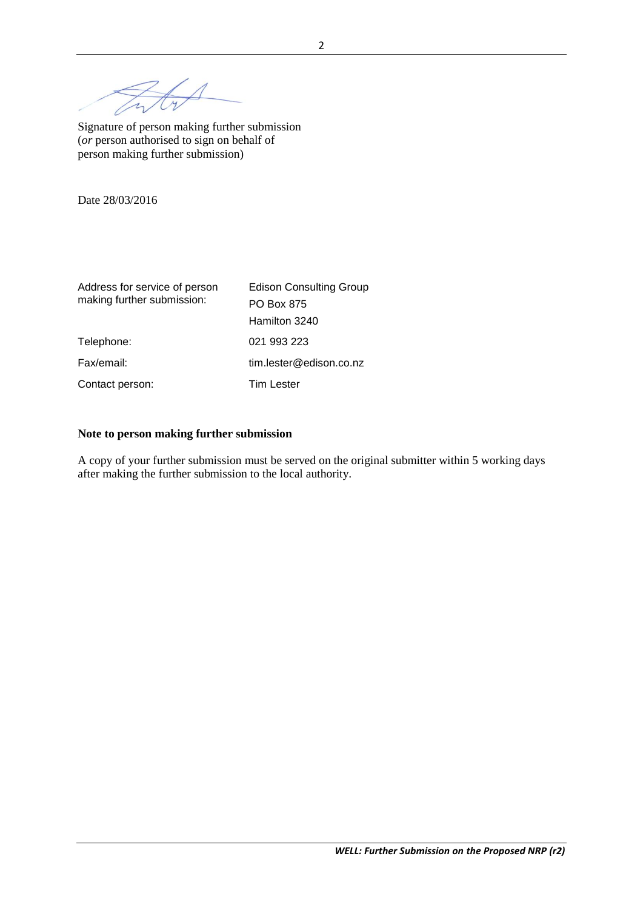Signature of person making further submission
(*or* person authorised to sign on behalf of person making further submission)

Date 28/03/2016

| | |
|---|---|
| Address for service of person making further submission: | Edison Consulting Group<br>PO Box 875<br>Hamilton 3240 |
| Telephone: | 021 993 223 |
| Fax/email: | tim.lester@edison.co.nz |
| Contact person: | Tim Lester |

**Note to person making further submission**

A copy of your further submission must be served on the original submitter within 5 working days after making the further submission to the local authority.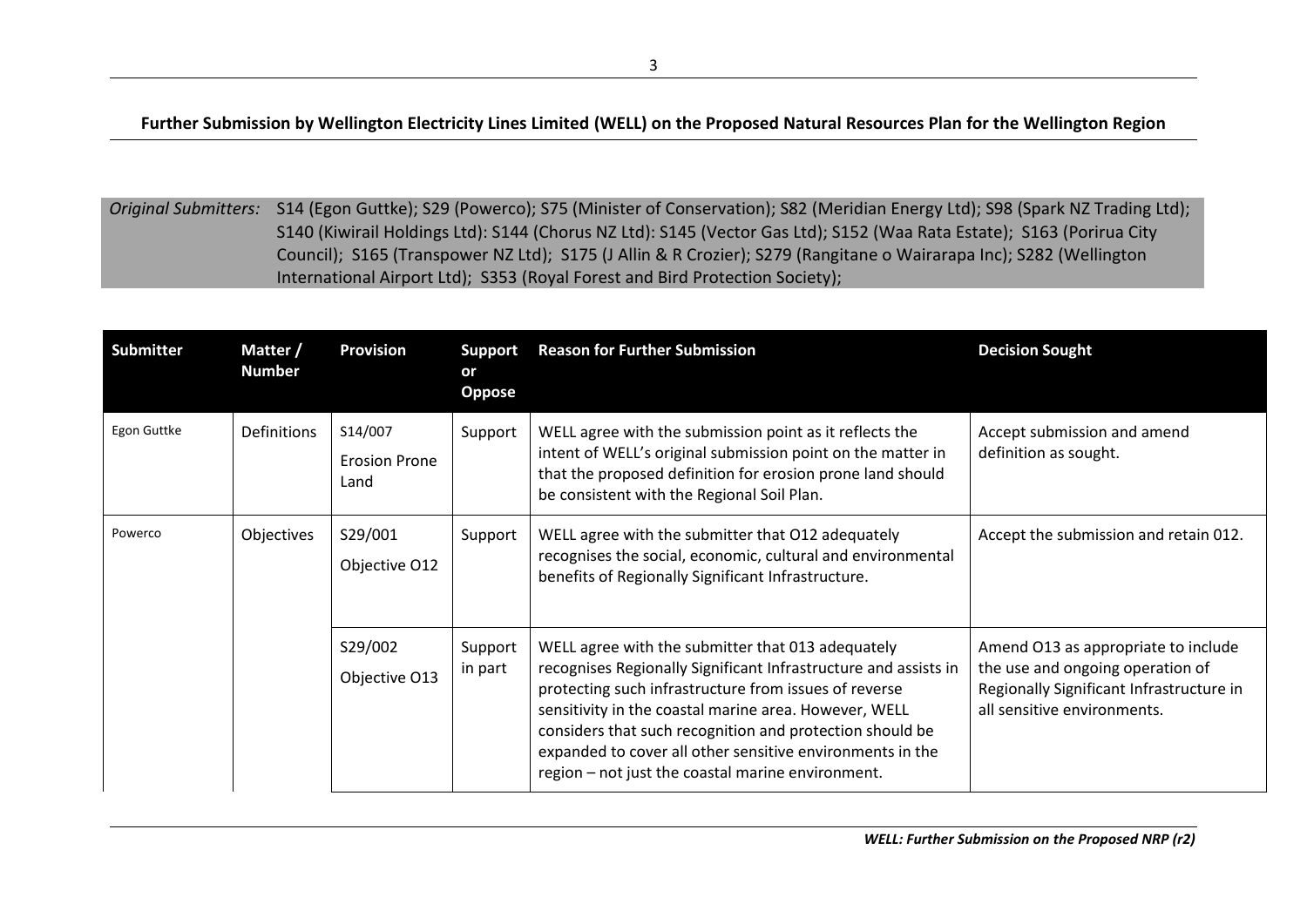**Further Submission by Wellington Electricity Lines Limited (WELL) on the Proposed Natural Resources Plan for the Wellington Region**

*Original Submitters:* S14 (Egon Guttke); S29 (Powerco); S75 (Minister of Conservation); S82 (Meridian Energy Ltd); S98 (Spark NZ Trading Ltd); S140 (Kiwirail Holdings Ltd): S144 (Chorus NZ Ltd): S145 (Vector Gas Ltd); S152 (Waa Rata Estate); S163 (Porirua City Council); S165 (Transpower NZ Ltd); S175 (J Allin & R Crozier); S279 (Rangitane o Wairarapa Inc); S282 (Wellington International Airport Ltd); S353 (Royal Forest and Bird Protection Society);

| Submitter | Matter / Number | Provision | Support or Oppose | Reason for Further Submission | Decision Sought |
|---|---|---|---|---|---|
| Egon Guttke | Definitions | S14/007 Erosion Prone Land | Support | WELL agree with the submission point as it reflects the intent of WELL's original submission point on the matter in that the proposed definition for erosion prone land should be consistent with the Regional Soil Plan. | Accept submission and amend definition as sought. |
| Powerco | Objectives | S29/001 Objective O12 | Support | WELL agree with the submitter that O12 adequately recognises the social, economic, cultural and environmental benefits of Regionally Significant Infrastructure. | Accept the submission and retain 012. |
| | | S29/002 Objective O13 | Support in part | WELL agree with the submitter that 013 adequately recognises Regionally Significant Infrastructure and assists in protecting such infrastructure from issues of reverse sensitivity in the coastal marine area. However, WELL considers that such recognition and protection should be expanded to cover all other sensitive environments in the region – not just the coastal marine environment. | Amend O13 as appropriate to include the use and ongoing operation of Regionally Significant Infrastructure in all sensitive environments. |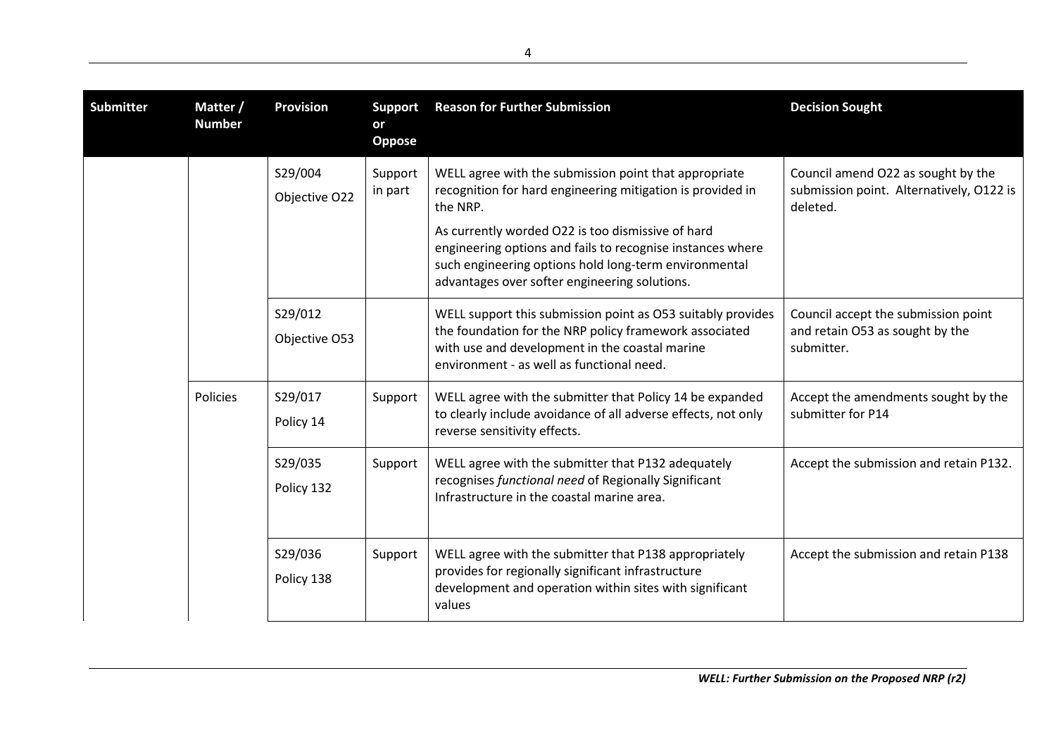| Submitter | Matter / Number | Provision | Support or Oppose | Reason for Further Submission | Decision Sought |
|---|---|---|---|---|---|
| | | S29/004<br>Objective O22 | Support in part | WELL agree with the submission point that appropriate recognition for hard engineering mitigation is provided in the NRP.<br><br>As currently worded O22 is too dismissive of hard engineering options and fails to recognise instances where such engineering options hold long-term environmental advantages over softer engineering solutions. | Council amend O22 as sought by the submission point. Alternatively, O122 is deleted. |
| | | S29/012<br>Objective O53 | | WELL support this submission point as O53 suitably provides the foundation for the NRP policy framework associated with use and development in the coastal marine environment - as well as functional need. | Council accept the submission point and retain O53 as sought by the submitter. |
| | Policies | S29/017<br>Policy 14 | Support | WELL agree with the submitter that Policy 14 be expanded to clearly include avoidance of all adverse effects, not only reverse sensitivity effects. | Accept the amendments sought by the submitter for P14 |
| | | S29/035<br>Policy 132 | Support | WELL agree with the submitter that P132 adequately recognises *functional need* of Regionally Significant Infrastructure in the coastal marine area. | Accept the submission and retain P132. |
| | | S29/036<br>Policy 138 | Support | WELL agree with the submitter that P138 appropriately provides for regionally significant infrastructure development and operation within sites with significant values | Accept the submission and retain P138 |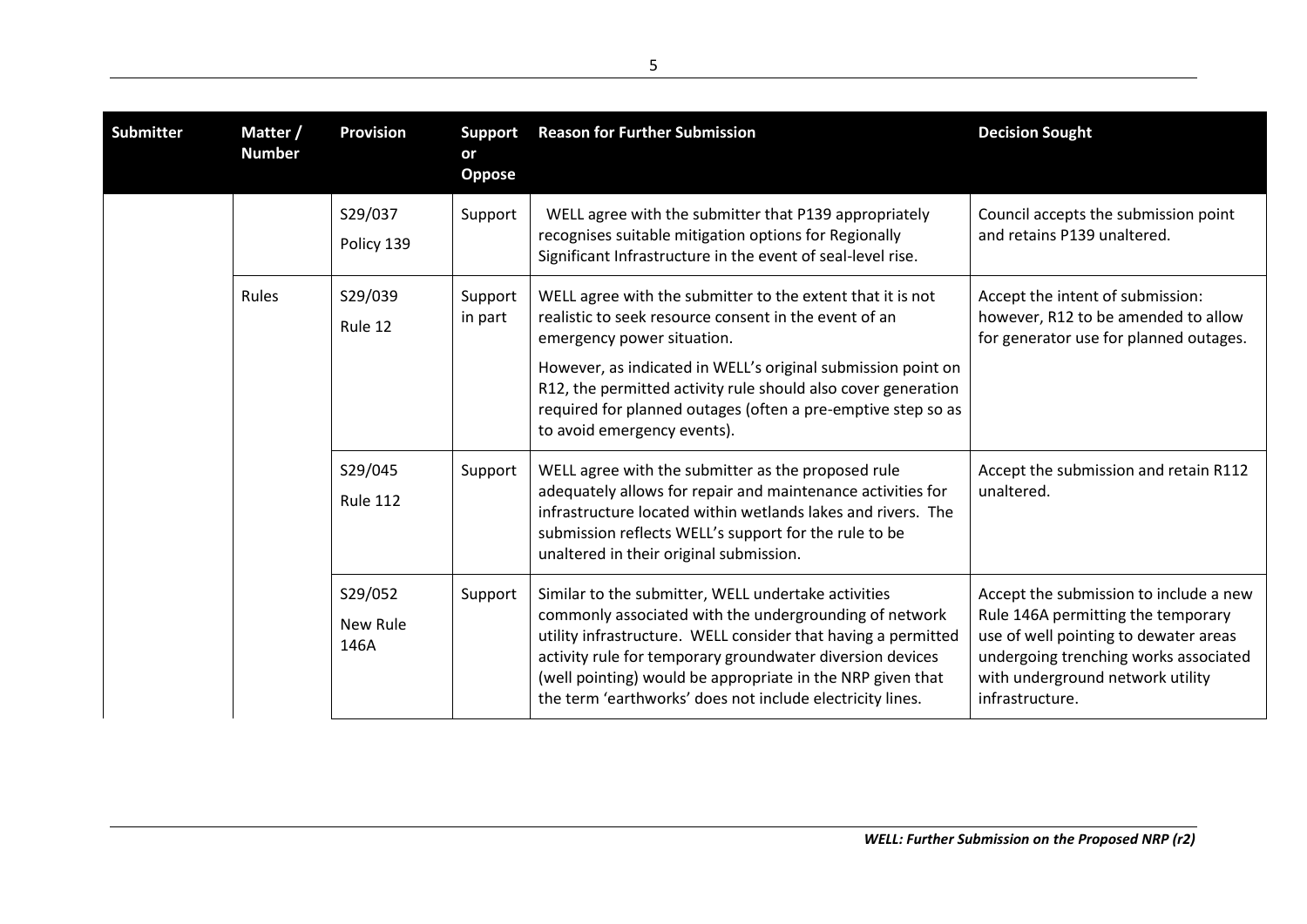| Submitter | Matter / Number | Provision | Support or Oppose | Reason for Further Submission | Decision Sought |
|---|---|---|---|---|---|
| | | S29/037 Policy 139 | Support | WELL agree with the submitter that P139 appropriately recognises suitable mitigation options for Regionally Significant Infrastructure in the event of seal-level rise. | Council accepts the submission point and retains P139 unaltered. |
| | Rules | S29/039 Rule 12 | Support in part | WELL agree with the submitter to the extent that it is not realistic to seek resource consent in the event of an emergency power situation. However, as indicated in WELL's original submission point on R12, the permitted activity rule should also cover generation required for planned outages (often a pre-emptive step so as to avoid emergency events). | Accept the intent of submission: however, R12 to be amended to allow for generator use for planned outages. |
| | | S29/045 Rule 112 | Support | WELL agree with the submitter as the proposed rule adequately allows for repair and maintenance activities for infrastructure located within wetlands lakes and rivers. The submission reflects WELL's support for the rule to be unaltered in their original submission. | Accept the submission and retain R112 unaltered. |
| | | S29/052 New Rule 146A | Support | Similar to the submitter, WELL undertake activities commonly associated with the undergrounding of network utility infrastructure. WELL consider that having a permitted activity rule for temporary groundwater diversion devices (well pointing) would be appropriate in the NRP given that the term 'earthworks' does not include electricity lines. | Accept the submission to include a new Rule 146A permitting the temporary use of well pointing to dewater areas undergoing trenching works associated with underground network utility infrastructure. |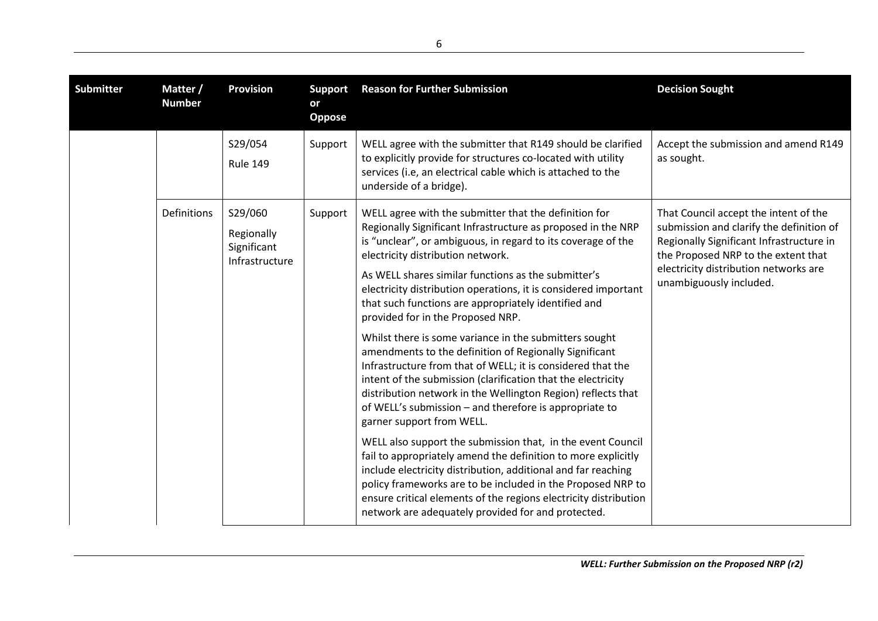| Submitter | Matter / Number | Provision | Support or Oppose | Reason for Further Submission | Decision Sought |
|---|---|---|---|---|---|
| | | S29/054<br>Rule 149 | Support | WELL agree with the submitter that R149 should be clarified to explicitly provide for structures co-located with utility services (i.e, an electrical cable which is attached to the underside of a bridge). | Accept the submission and amend R149 as sought. |
| | Definitions | S29/060<br>Regionally Significant Infrastructure | Support | WELL agree with the submitter that the definition for Regionally Significant Infrastructure as proposed in the NRP is "unclear", or ambiguous, in regard to its coverage of the electricity distribution network.<br><br>As WELL shares similar functions as the submitter's electricity distribution operations, it is considered important that such functions are appropriately identified and provided for in the Proposed NRP.<br><br>Whilst there is some variance in the submitters sought amendments to the definition of Regionally Significant Infrastructure from that of WELL; it is considered that the intent of the submission (clarification that the electricity distribution network in the Wellington Region) reflects that of WELL's submission – and therefore is appropriate to garner support from WELL.<br><br>WELL also support the submission that, in the event Council fail to appropriately amend the definition to more explicitly include electricity distribution, additional and far reaching policy frameworks are to be included in the Proposed NRP to ensure critical elements of the regions electricity distribution network are adequately provided for and protected. | That Council accept the intent of the submission and clarify the definition of Regionally Significant Infrastructure in the Proposed NRP to the extent that electricity distribution networks are unambiguously included. |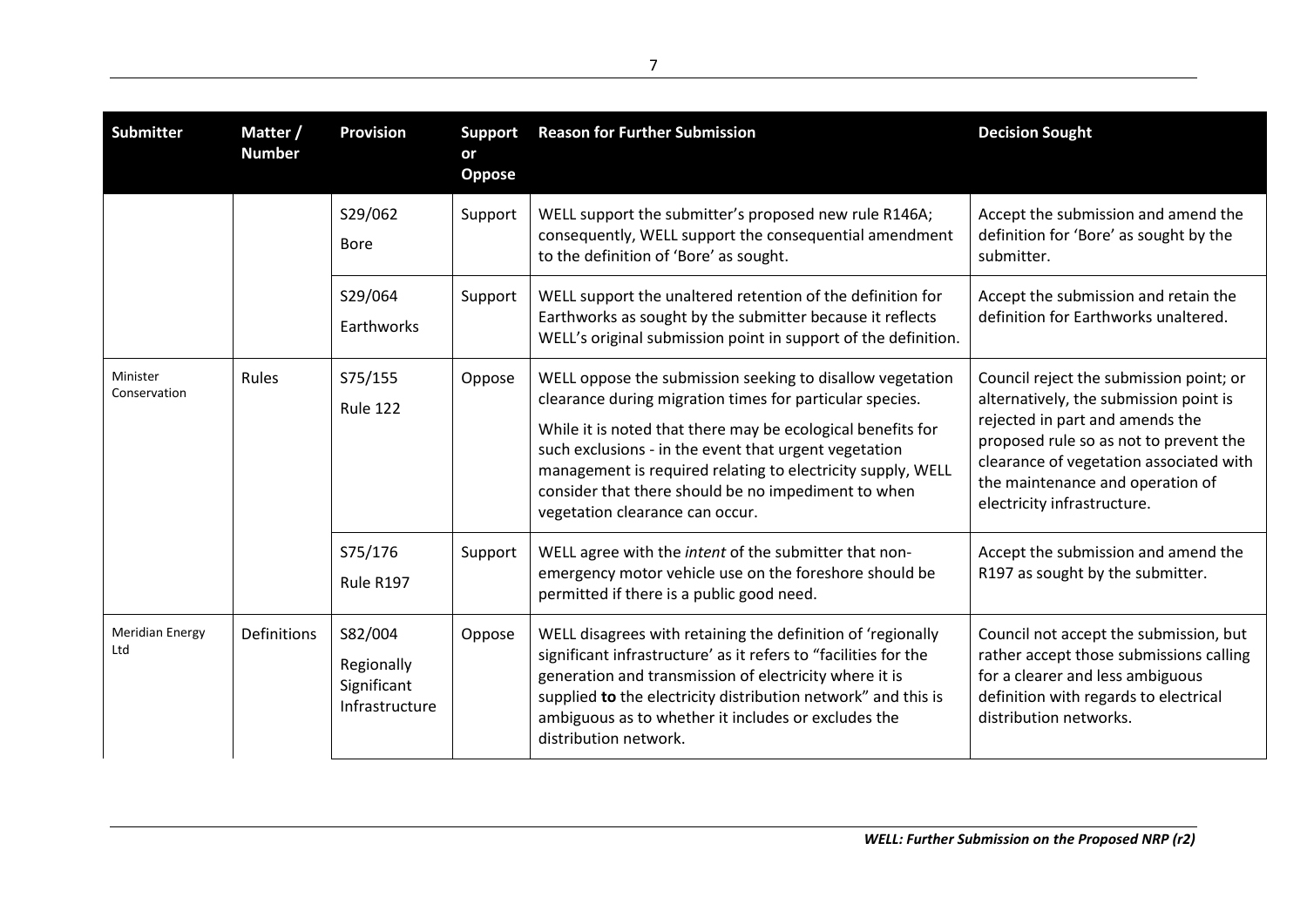| Submitter | Matter / Number | Provision | Support or Oppose | Reason for Further Submission | Decision Sought |
|---|---|---|---|---|---|
| | | S29/062<br>Bore | Support | WELL support the submitter's proposed new rule R146A; consequently, WELL support the consequential amendment to the definition of 'Bore' as sought. | Accept the submission and amend the definition for 'Bore' as sought by the submitter. |
| | | S29/064<br>Earthworks | Support | WELL support the unaltered retention of the definition for Earthworks as sought by the submitter because it reflects WELL's original submission point in support of the definition. | Accept the submission and retain the definition for Earthworks unaltered. |
| Minister Conservation | Rules | S75/155<br>Rule 122 | Oppose | WELL oppose the submission seeking to disallow vegetation clearance during migration times for particular species.<br><br>While it is noted that there may be ecological benefits for such exclusions - in the event that urgent vegetation management is required relating to electricity supply, WELL consider that there should be no impediment to when vegetation clearance can occur. | Council reject the submission point; or alternatively, the submission point is rejected in part and amends the proposed rule so as not to prevent the clearance of vegetation associated with the maintenance and operation of electricity infrastructure. |
| | | S75/176<br>Rule R197 | Support | WELL agree with the *intent* of the submitter that non-emergency motor vehicle use on the foreshore should be permitted if there is a public good need. | Accept the submission and amend the R197 as sought by the submitter. |
| Meridian Energy Ltd | Definitions | S82/004<br>Regionally Significant Infrastructure | Oppose | WELL disagrees with retaining the definition of 'regionally significant infrastructure' as it refers to "facilities for the generation and transmission of electricity where it is supplied **to** the electricity distribution network" and this is ambiguous as to whether it includes or excludes the distribution network. | Council not accept the submission, but rather accept those submissions calling for a clearer and less ambiguous definition with regards to electrical distribution networks. |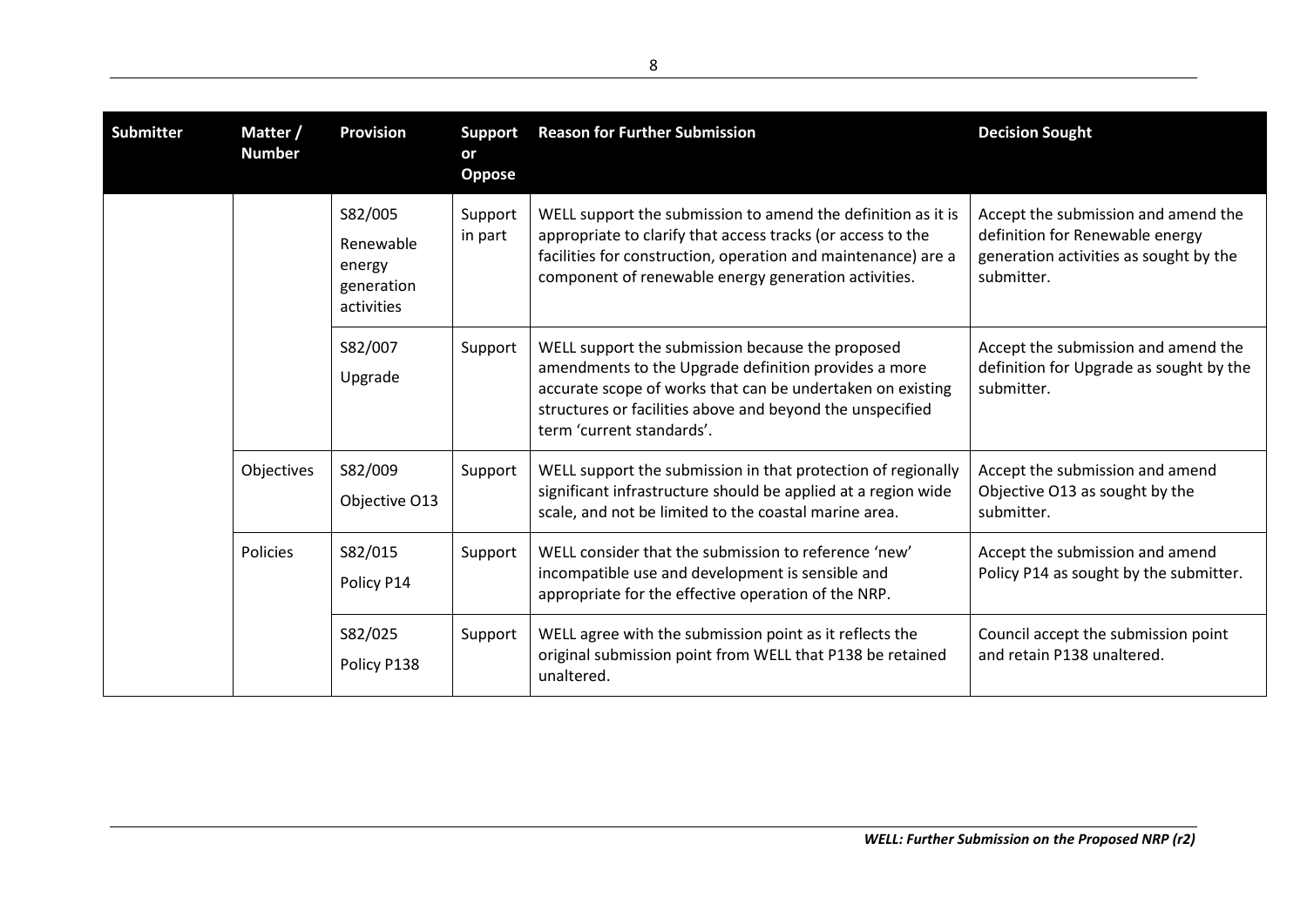| Submitter | Matter / Number | Provision | Support or Oppose | Reason for Further Submission | Decision Sought |
|---|---|---|---|---|---|
| | | S82/005 Renewable energy generation activities | Support in part | WELL support the submission to amend the definition as it is appropriate to clarify that access tracks (or access to the facilities for construction, operation and maintenance) are a component of renewable energy generation activities. | Accept the submission and amend the definition for Renewable energy generation activities as sought by the submitter. |
| | | S82/007 Upgrade | Support | WELL support the submission because the proposed amendments to the Upgrade definition provides a more accurate scope of works that can be undertaken on existing structures or facilities above and beyond the unspecified term 'current standards'. | Accept the submission and amend the definition for Upgrade as sought by the submitter. |
| | Objectives | S82/009 Objective O13 | Support | WELL support the submission in that protection of regionally significant infrastructure should be applied at a region wide scale, and not be limited to the coastal marine area. | Accept the submission and amend Objective O13 as sought by the submitter. |
| | Policies | S82/015 Policy P14 | Support | WELL consider that the submission to reference 'new' incompatible use and development is sensible and appropriate for the effective operation of the NRP. | Accept the submission and amend Policy P14 as sought by the submitter. |
| | | S82/025 Policy P138 | Support | WELL agree with the submission point as it reflects the original submission point from WELL that P138 be retained unaltered. | Council accept the submission point and retain P138 unaltered. |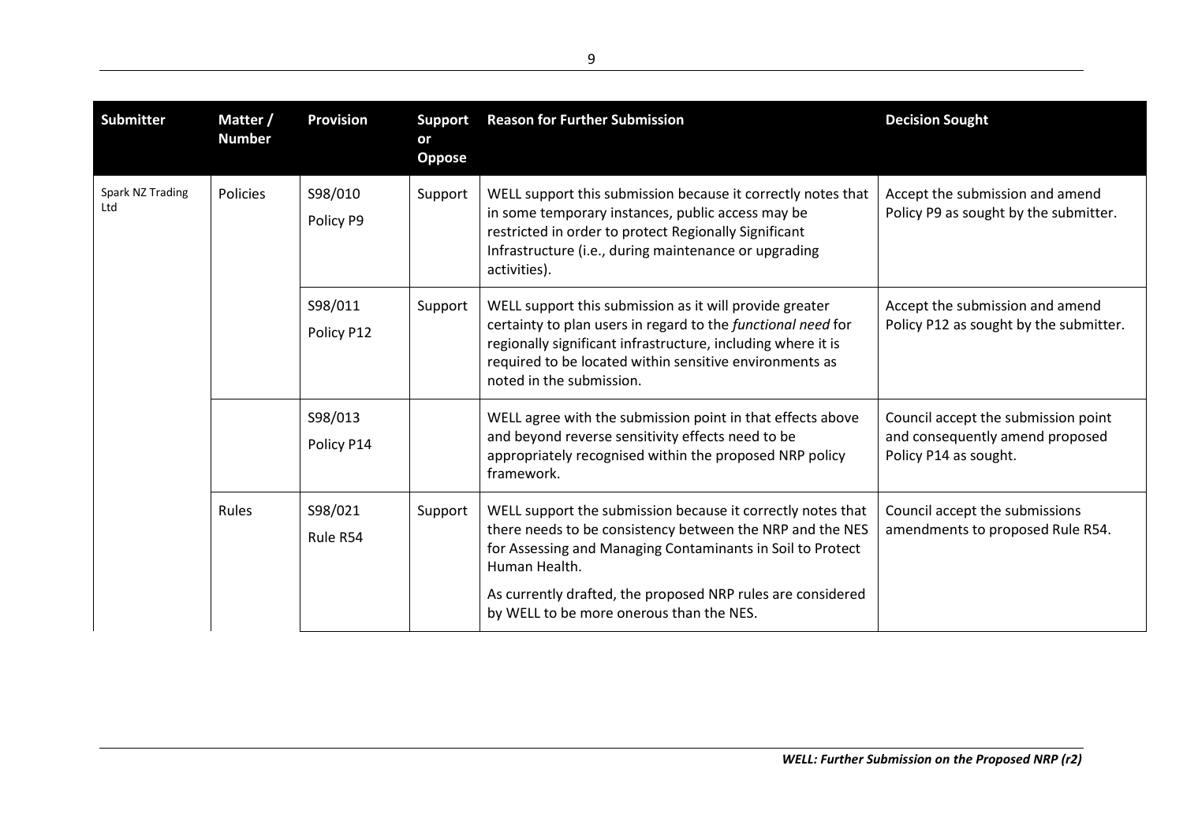| Submitter | Matter / Number | Provision | Support or Oppose | Reason for Further Submission | Decision Sought |
|---|---|---|---|---|---|
| Spark NZ Trading Ltd | Policies | S98/010<br>Policy P9 | Support | WELL support this submission because it correctly notes that in some temporary instances, public access may be restricted in order to protect Regionally Significant Infrastructure (i.e., during maintenance or upgrading activities). | Accept the submission and amend Policy P9 as sought by the submitter. |
| | | S98/011<br>Policy P12 | Support | WELL support this submission as it will provide greater certainty to plan users in regard to the *functional need* for regionally significant infrastructure, including where it is required to be located within sensitive environments as noted in the submission. | Accept the submission and amend Policy P12 as sought by the submitter. |
| | | S98/013<br>Policy P14 | | WELL agree with the submission point in that effects above and beyond reverse sensitivity effects need to be appropriately recognised within the proposed NRP policy framework. | Council accept the submission point and consequently amend proposed Policy P14 as sought. |
| | Rules | S98/021<br>Rule R54 | Support | WELL support the submission because it correctly notes that there needs to be consistency between the NRP and the NES for Assessing and Managing Contaminants in Soil to Protect Human Health.<br><br>As currently drafted, the proposed NRP rules are considered by WELL to be more onerous than the NES. | Council accept the submissions amendments to proposed Rule R54. |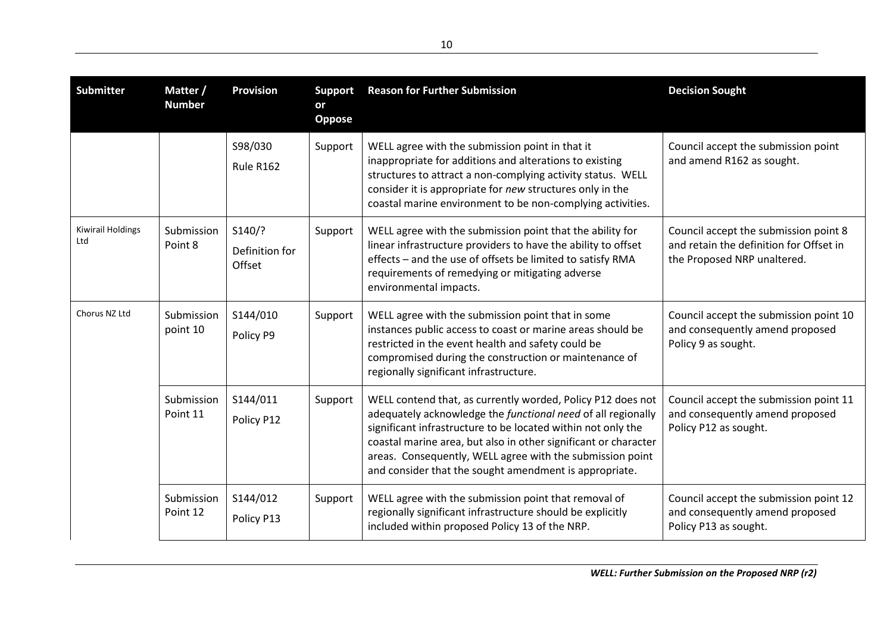| Submitter | Matter / Number | Provision | Support or Oppose | Reason for Further Submission | Decision Sought |
|---|---|---|---|---|---|
| | | S98/030<br>Rule R162 | Support | WELL agree with the submission point in that it inappropriate for additions and alterations to existing structures to attract a non-complying activity status. WELL consider it is appropriate for *new* structures only in the coastal marine environment to be non-complying activities. | Council accept the submission point and amend R162 as sought. |
| Kiwirail Holdings Ltd | Submission Point 8 | S140/?<br>Definition for Offset | Support | WELL agree with the submission point that the ability for linear infrastructure providers to have the ability to offset effects – and the use of offsets be limited to satisfy RMA requirements of remedying or mitigating adverse environmental impacts. | Council accept the submission point 8 and retain the definition for Offset in the Proposed NRP unaltered. |
| Chorus NZ Ltd | Submission point 10 | S144/010<br>Policy P9 | Support | WELL agree with the submission point that in some instances public access to coast or marine areas should be restricted in the event health and safety could be compromised during the construction or maintenance of regionally significant infrastructure. | Council accept the submission point 10 and consequently amend proposed Policy 9 as sought. |
| | Submission Point 11 | S144/011<br>Policy P12 | Support | WELL contend that, as currently worded, Policy P12 does not adequately acknowledge the *functional need* of all regionally significant infrastructure to be located within not only the coastal marine area, but also in other significant or character areas. Consequently, WELL agree with the submission point and consider that the sought amendment is appropriate. | Council accept the submission point 11 and consequently amend proposed Policy P12 as sought. |
| | Submission Point 12 | S144/012<br>Policy P13 | Support | WELL agree with the submission point that removal of regionally significant infrastructure should be explicitly included within proposed Policy 13 of the NRP. | Council accept the submission point 12 and consequently amend proposed Policy P13 as sought. |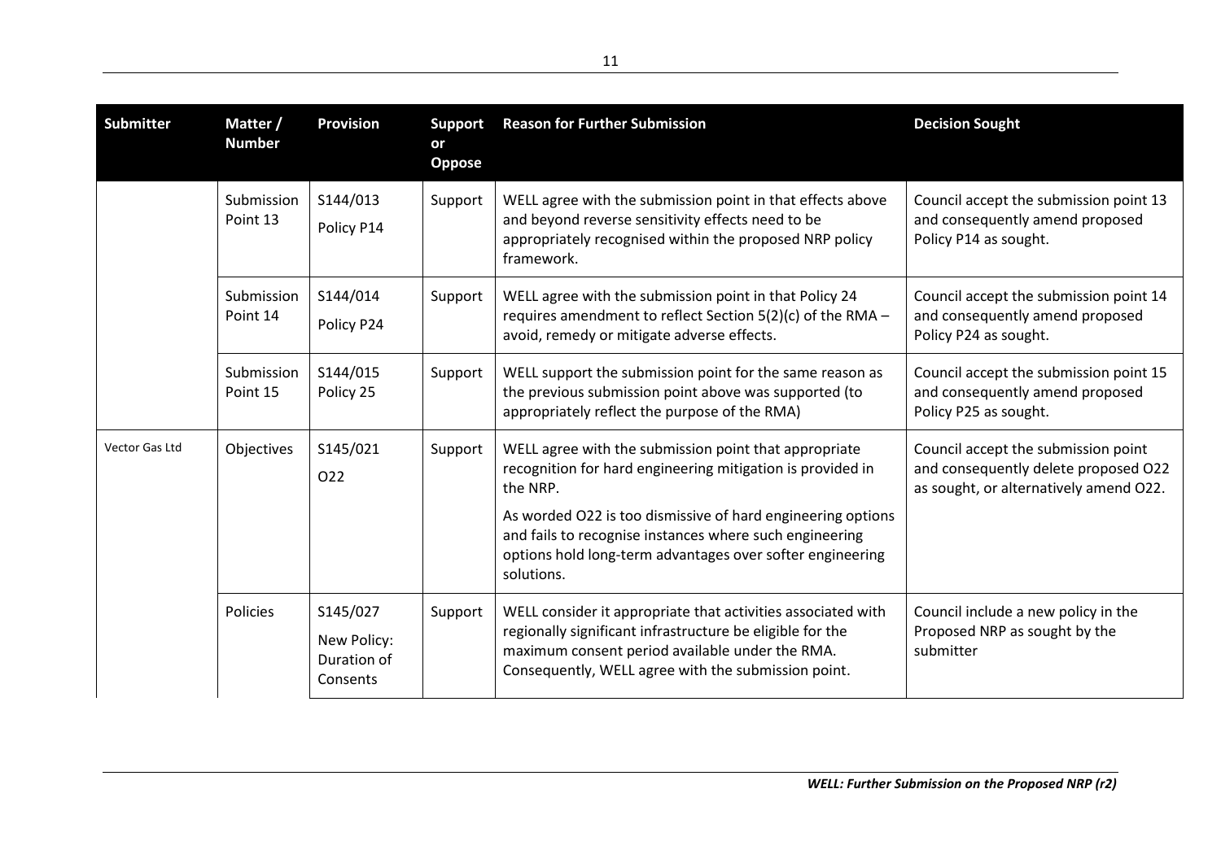| Submitter | Matter / Number | Provision | Support or Oppose | Reason for Further Submission | Decision Sought |
|---|---|---|---|---|---|
| | Submission Point 13 | S144/013<br>Policy P14 | Support | WELL agree with the submission point in that effects above and beyond reverse sensitivity effects need to be appropriately recognised within the proposed NRP policy framework. | Council accept the submission point 13 and consequently amend proposed Policy P14 as sought. |
| | Submission Point 14 | S144/014<br>Policy P24 | Support | WELL agree with the submission point in that Policy 24 requires amendment to reflect Section 5(2)(c) of the RMA – avoid, remedy or mitigate adverse effects. | Council accept the submission point 14 and consequently amend proposed Policy P24 as sought. |
| | Submission Point 15 | S144/015<br>Policy 25 | Support | WELL support the submission point for the same reason as the previous submission point above was supported (to appropriately reflect the purpose of the RMA) | Council accept the submission point 15 and consequently amend proposed Policy P25 as sought. |
| Vector Gas Ltd | Objectives | S145/021<br>O22 | Support | WELL agree with the submission point that appropriate recognition for hard engineering mitigation is provided in the NRP.<br>As worded O22 is too dismissive of hard engineering options and fails to recognise instances where such engineering options hold long-term advantages over softer engineering solutions. | Council accept the submission point and consequently delete proposed O22 as sought, or alternatively amend O22. |
| | Policies | S145/027<br>New Policy: Duration of Consents | Support | WELL consider it appropriate that activities associated with regionally significant infrastructure be eligible for the maximum consent period available under the RMA. Consequently, WELL agree with the submission point. | Council include a new policy in the Proposed NRP as sought by the submitter |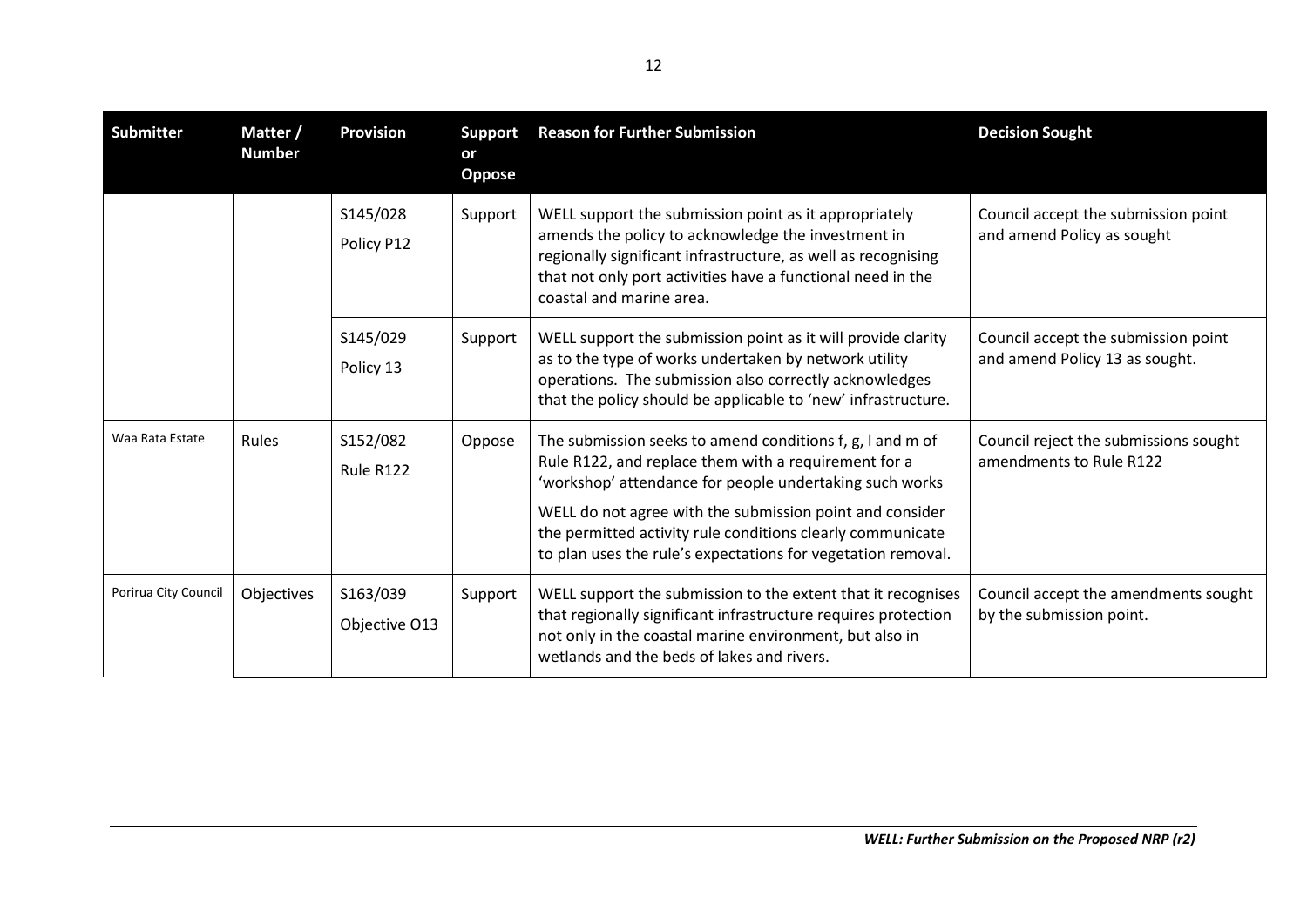| Submitter | Matter / Number | Provision | Support or Oppose | Reason for Further Submission | Decision Sought |
|---|---|---|---|---|---|
| | | S145/028<br>Policy P12 | Support | WELL support the submission point as it appropriately amends the policy to acknowledge the investment in regionally significant infrastructure, as well as recognising that not only port activities have a functional need in the coastal and marine area. | Council accept the submission point and amend Policy as sought |
| | | S145/029<br>Policy 13 | Support | WELL support the submission point as it will provide clarity as to the type of works undertaken by network utility operations. The submission also correctly acknowledges that the policy should be applicable to 'new' infrastructure. | Council accept the submission point and amend Policy 13 as sought. |
| Waa Rata Estate | Rules | S152/082<br>Rule R122 | Oppose | The submission seeks to amend conditions f, g, l and m of Rule R122, and replace them with a requirement for a 'workshop' attendance for people undertaking such works<br><br>WELL do not agree with the submission point and consider the permitted activity rule conditions clearly communicate to plan uses the rule's expectations for vegetation removal. | Council reject the submissions sought amendments to Rule R122 |
| Porirua City Council | Objectives | S163/039<br>Objective O13 | Support | WELL support the submission to the extent that it recognises that regionally significant infrastructure requires protection not only in the coastal marine environment, but also in wetlands and the beds of lakes and rivers. | Council accept the amendments sought by the submission point. |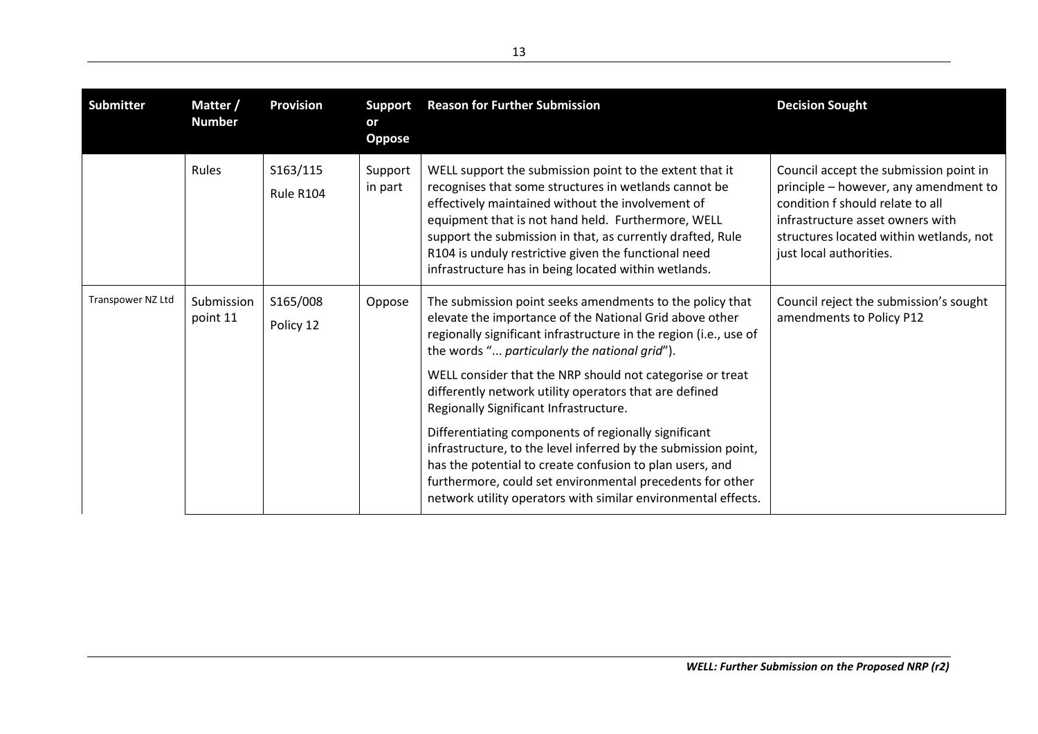| Submitter | Matter / Number | Provision | Support or Oppose | Reason for Further Submission | Decision Sought |
|---|---|---|---|---|---|
| | Rules | S163/115<br>Rule R104 | Support in part | WELL support the submission point to the extent that it recognises that some structures in wetlands cannot be effectively maintained without the involvement of equipment that is not hand held. Furthermore, WELL support the submission in that, as currently drafted, Rule R104 is unduly restrictive given the functional need infrastructure has in being located within wetlands. | Council accept the submission point in principle – however, any amendment to condition f should relate to all infrastructure asset owners with structures located within wetlands, not just local authorities. |
| Transpower NZ Ltd | Submission point 11 | S165/008<br>Policy 12 | Oppose | The submission point seeks amendments to the policy that elevate the importance of the National Grid above other regionally significant infrastructure in the region (i.e., use of the words "... *particularly the national grid*").<br><br>WELL consider that the NRP should not categorise or treat differently network utility operators that are defined Regionally Significant Infrastructure.<br><br>Differentiating components of regionally significant infrastructure, to the level inferred by the submission point, has the potential to create confusion to plan users, and furthermore, could set environmental precedents for other network utility operators with similar environmental effects. | Council reject the submission's sought amendments to Policy P12 |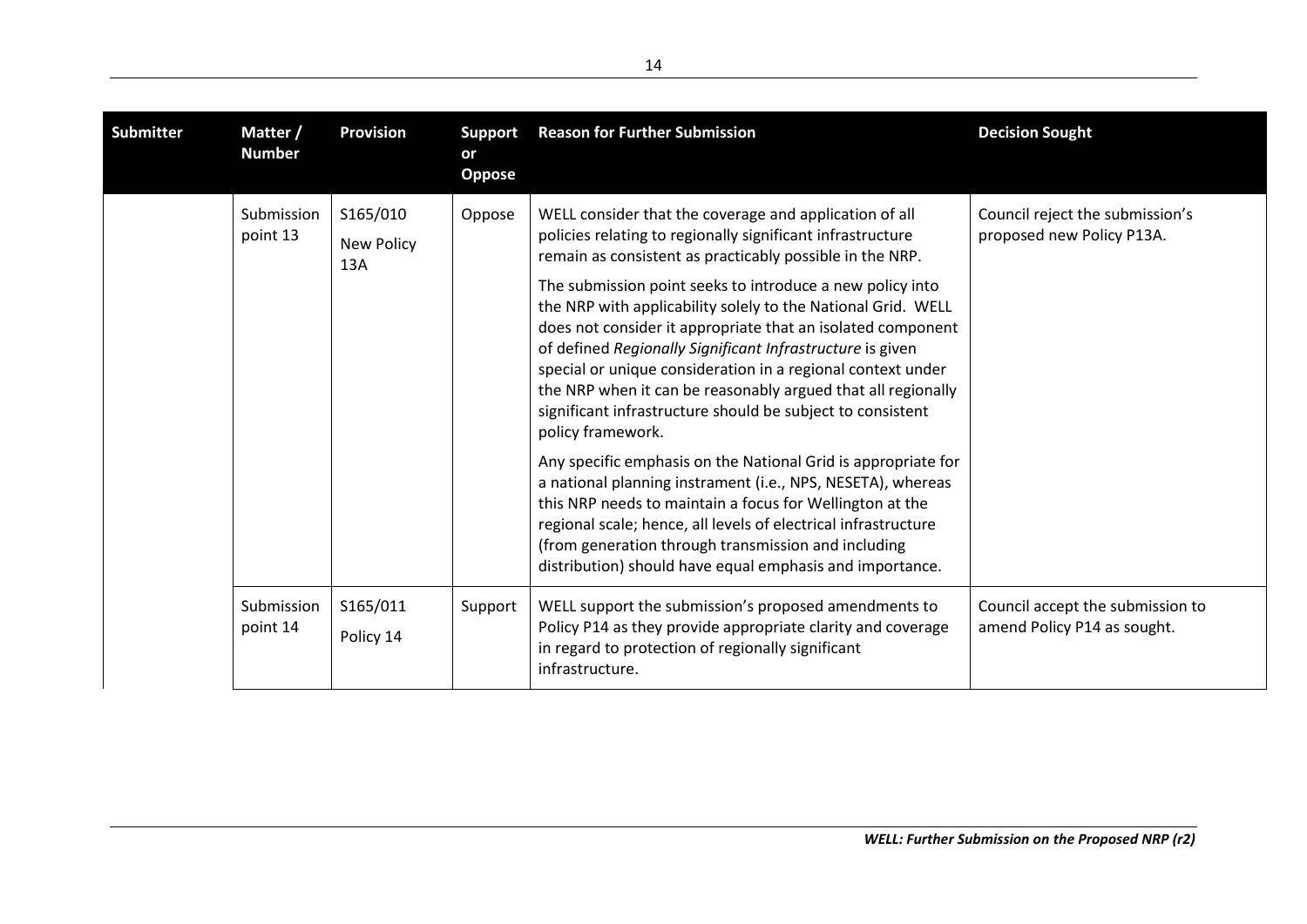| Submitter | Matter / Number | Provision | Support or Oppose | Reason for Further Submission | Decision Sought |
|---|---|---|---|---|---|
| | Submission point 13 | S165/010<br>New Policy 13A | Oppose | WELL consider that the coverage and application of all policies relating to regionally significant infrastructure remain as consistent as practicably possible in the NRP.<br><br>The submission point seeks to introduce a new policy into the NRP with applicability solely to the National Grid. WELL does not consider it appropriate that an isolated component of defined *Regionally Significant Infrastructure* is given special or unique consideration in a regional context under the NRP when it can be reasonably argued that all regionally significant infrastructure should be subject to consistent policy framework.<br><br>Any specific emphasis on the National Grid is appropriate for a national planning instrament (i.e., NPS, NESETA), whereas this NRP needs to maintain a focus for Wellington at the regional scale; hence, all levels of electrical infrastructure (from generation through transmission and including distribution) should have equal emphasis and importance. | Council reject the submission's proposed new Policy P13A. |
| | Submission point 14 | S165/011<br>Policy 14 | Support | WELL support the submission's proposed amendments to Policy P14 as they provide appropriate clarity and coverage in regard to protection of regionally significant infrastructure. | Council accept the submission to amend Policy P14 as sought. |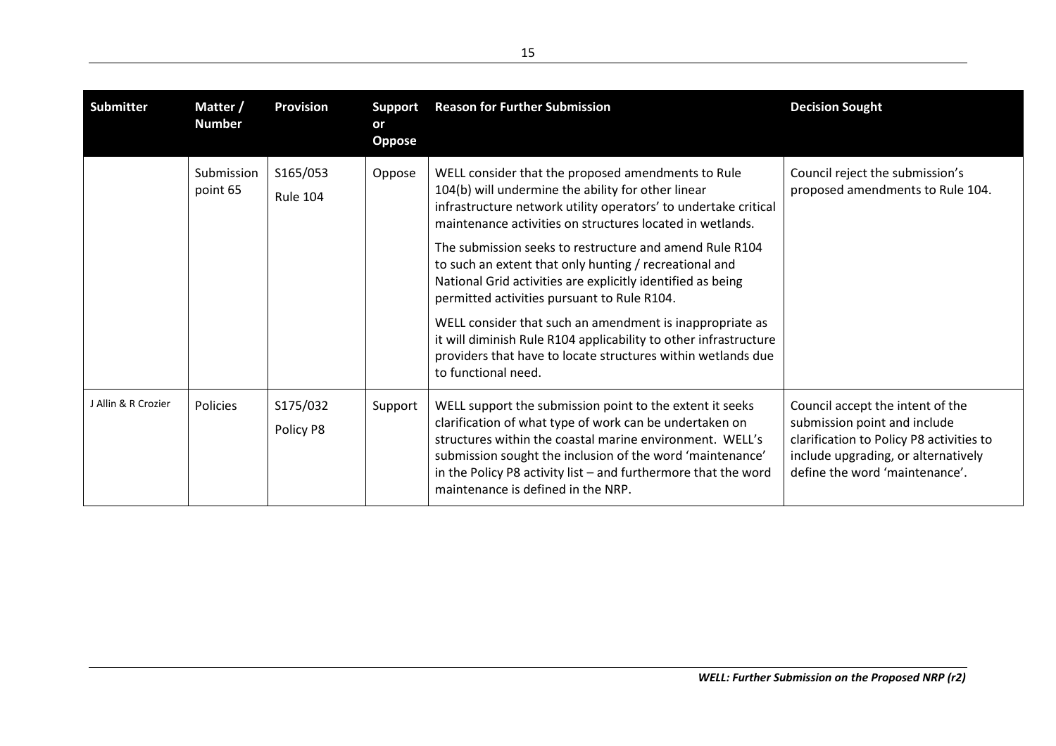| Submitter | Matter / Number | Provision | Support or Oppose | Reason for Further Submission | Decision Sought |
|---|---|---|---|---|---|
| | Submission point 65 | S165/053 Rule 104 | Oppose | WELL consider that the proposed amendments to Rule 104(b) will undermine the ability for other linear infrastructure network utility operators' to undertake critical maintenance activities on structures located in wetlands. The submission seeks to restructure and amend Rule R104 to such an extent that only hunting / recreational and National Grid activities are explicitly identified as being permitted activities pursuant to Rule R104. WELL consider that such an amendment is inappropriate as it will diminish Rule R104 applicability to other infrastructure providers that have to locate structures within wetlands due to functional need. | Council reject the submission's proposed amendments to Rule 104. |
| J Allin & R Crozier | Policies | S175/032 Policy P8 | Support | WELL support the submission point to the extent it seeks clarification of what type of work can be undertaken on structures within the coastal marine environment. WELL's submission sought the inclusion of the word 'maintenance' in the Policy P8 activity list – and furthermore that the word maintenance is defined in the NRP. | Council accept the intent of the submission point and include clarification to Policy P8 activities to include upgrading, or alternatively define the word 'maintenance'. |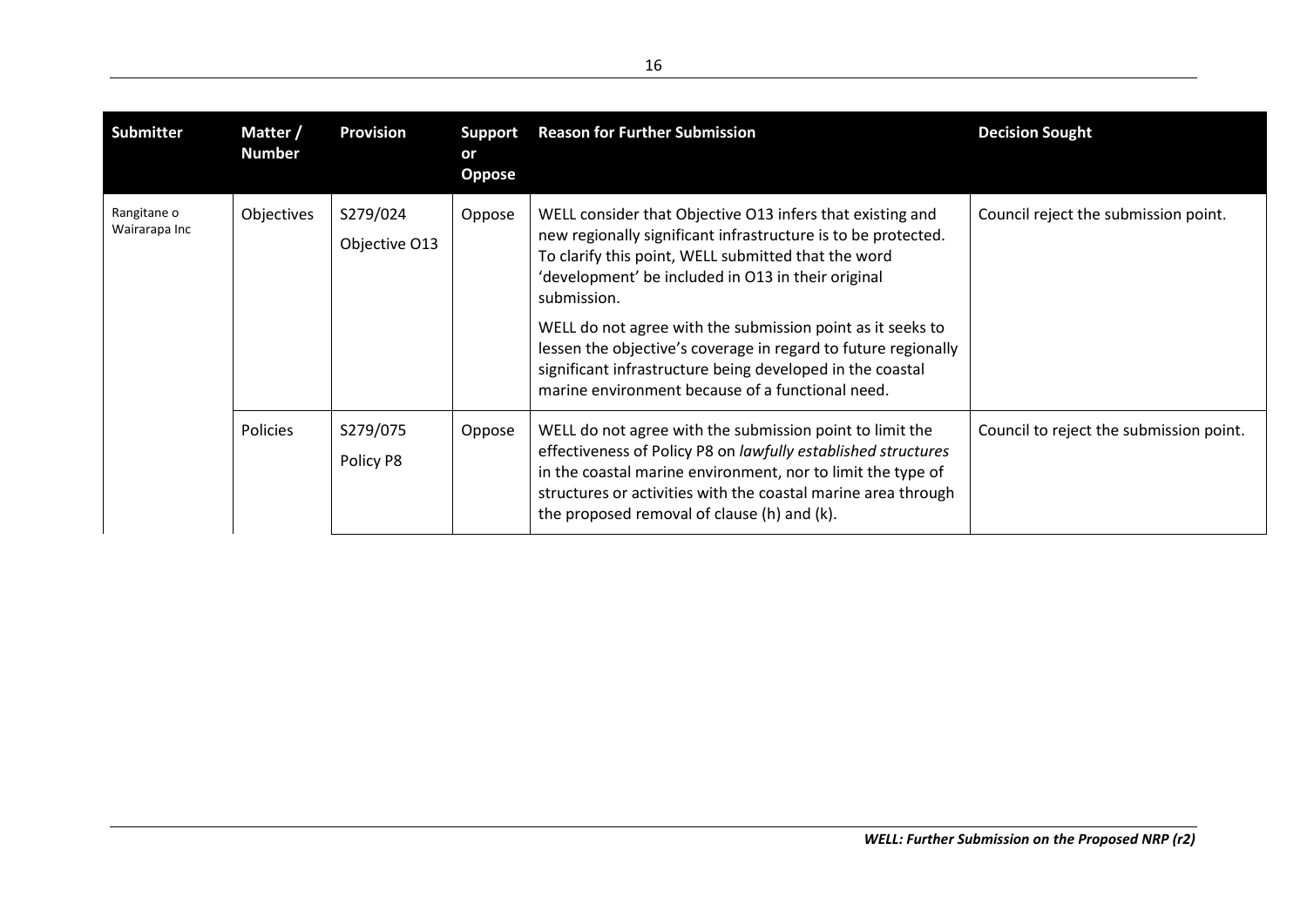| Submitter | Matter / Number | Provision | Support or Oppose | Reason for Further Submission | Decision Sought |
|---|---|---|---|---|---|
| Rangitane o Wairarapa Inc | Objectives | S279/024 Objective O13 | Oppose | WELL consider that Objective O13 infers that existing and new regionally significant infrastructure is to be protected. To clarify this point, WELL submitted that the word 'development' be included in O13 in their original submission. WELL do not agree with the submission point as it seeks to lessen the objective's coverage in regard to future regionally significant infrastructure being developed in the coastal marine environment because of a functional need. | Council reject the submission point. |
| | Policies | S279/075 Policy P8 | Oppose | WELL do not agree with the submission point to limit the effectiveness of Policy P8 on *lawfully established structures* in the coastal marine environment, nor to limit the type of structures or activities with the coastal marine area through the proposed removal of clause (h) and (k). | Council to reject the submission point. |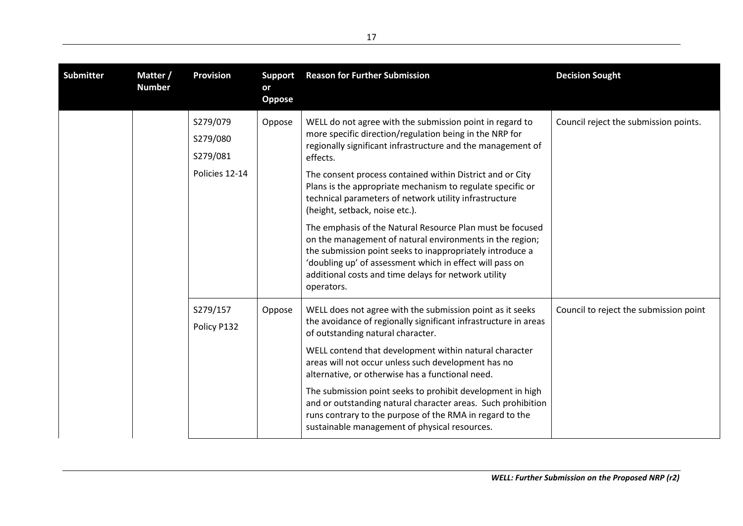| Submitter | Matter / Number | Provision | Support or Oppose | Reason for Further Submission | Decision Sought |
|---|---|---|---|---|---|
| | | S279/079<br>S279/080<br>S279/081<br>Policies 12-14 | Oppose | WELL do not agree with the submission point in regard to more specific direction/regulation being in the NRP for regionally significant infrastructure and the management of effects.<br><br>The consent process contained within District and or City Plans is the appropriate mechanism to regulate specific or technical parameters of network utility infrastructure (height, setback, noise etc.).<br><br>The emphasis of the Natural Resource Plan must be focused on the management of natural environments in the region; the submission point seeks to inappropriately introduce a 'doubling up' of assessment which in effect will pass on additional costs and time delays for network utility operators. | Council reject the submission points. |
| | | S279/157<br>Policy P132 | Oppose | WELL does not agree with the submission point as it seeks the avoidance of regionally significant infrastructure in areas of outstanding natural character.<br><br>WELL contend that development within natural character areas will not occur unless such development has no alternative, or otherwise has a functional need.<br><br>The submission point seeks to prohibit development in high and or outstanding natural character areas. Such prohibition runs contrary to the purpose of the RMA in regard to the sustainable management of physical resources. | Council to reject the submission point |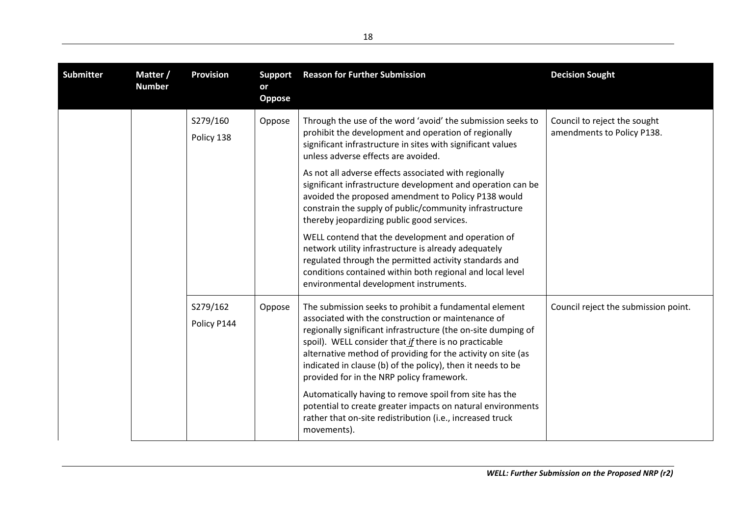| Submitter | Matter / Number | Provision | Support or Oppose | Reason for Further Submission | Decision Sought |
|---|---|---|---|---|---|
| | | S279/160<br>Policy 138 | Oppose | Through the use of the word 'avoid' the submission seeks to prohibit the development and operation of regionally significant infrastructure in sites with significant values unless adverse effects are avoided.<br><br>As not all adverse effects associated with regionally significant infrastructure development and operation can be avoided the proposed amendment to Policy P138 would constrain the supply of public/community infrastructure thereby jeopardizing public good services.<br><br>WELL contend that the development and operation of network utility infrastructure is already adequately regulated through the permitted activity standards and conditions contained within both regional and local level environmental development instruments. | Council to reject the sought amendments to Policy P138. |
| | | S279/162<br>Policy P144 | Oppose | The submission seeks to prohibit a fundamental element associated with the construction or maintenance of regionally significant infrastructure (the on-site dumping of spoil). WELL consider that ***if*** there is no practicable alternative method of providing for the activity on site (as indicated in clause (b) of the policy), then it needs to be provided for in the NRP policy framework.<br><br>Automatically having to remove spoil from site has the potential to create greater impacts on natural environments rather that on-site redistribution (i.e., increased truck movements). | Council reject the submission point. |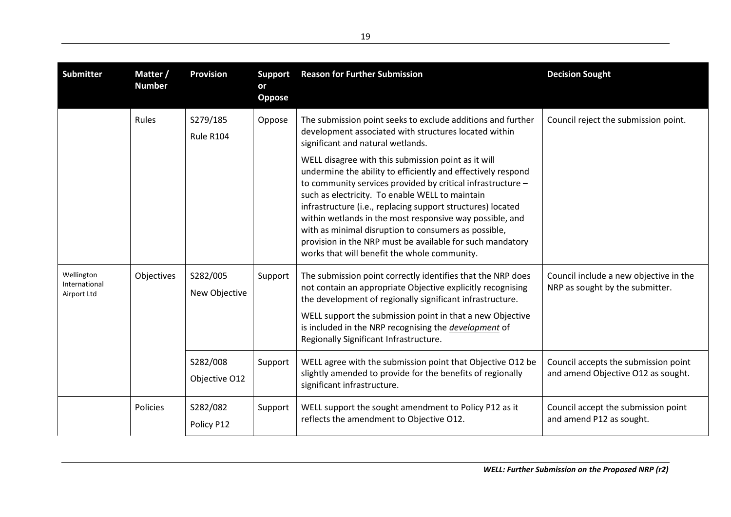| Submitter | Matter / Number | Provision | Support or Oppose | Reason for Further Submission | Decision Sought |
|---|---|---|---|---|---|
| | Rules | S279/185<br>Rule R104 | Oppose | The submission point seeks to exclude additions and further development associated with structures located within significant and natural wetlands.<br><br>WELL disagree with this submission point as it will undermine the ability to efficiently and effectively respond to community services provided by critical infrastructure – such as electricity. To enable WELL to maintain infrastructure (i.e., replacing support structures) located within wetlands in the most responsive way possible, and with as minimal disruption to consumers as possible, provision in the NRP must be available for such mandatory works that will benefit the whole community. | Council reject the submission point. |
| Wellington International Airport Ltd | Objectives | S282/005<br>New Objective | Support | The submission point correctly identifies that the NRP does not contain an appropriate Objective explicitly recognising the development of regionally significant infrastructure.<br><br>WELL support the submission point in that a new Objective is included in the NRP recognising the ***development*** of Regionally Significant Infrastructure. | Council include a new objective in the NRP as sought by the submitter. |
| | | S282/008<br>Objective O12 | Support | WELL agree with the submission point that Objective O12 be slightly amended to provide for the benefits of regionally significant infrastructure. | Council accepts the submission point and amend Objective O12 as sought. |
| | Policies | S282/082<br>Policy P12 | Support | WELL support the sought amendment to Policy P12 as it reflects the amendment to Objective O12. | Council accept the submission point and amend P12 as sought. |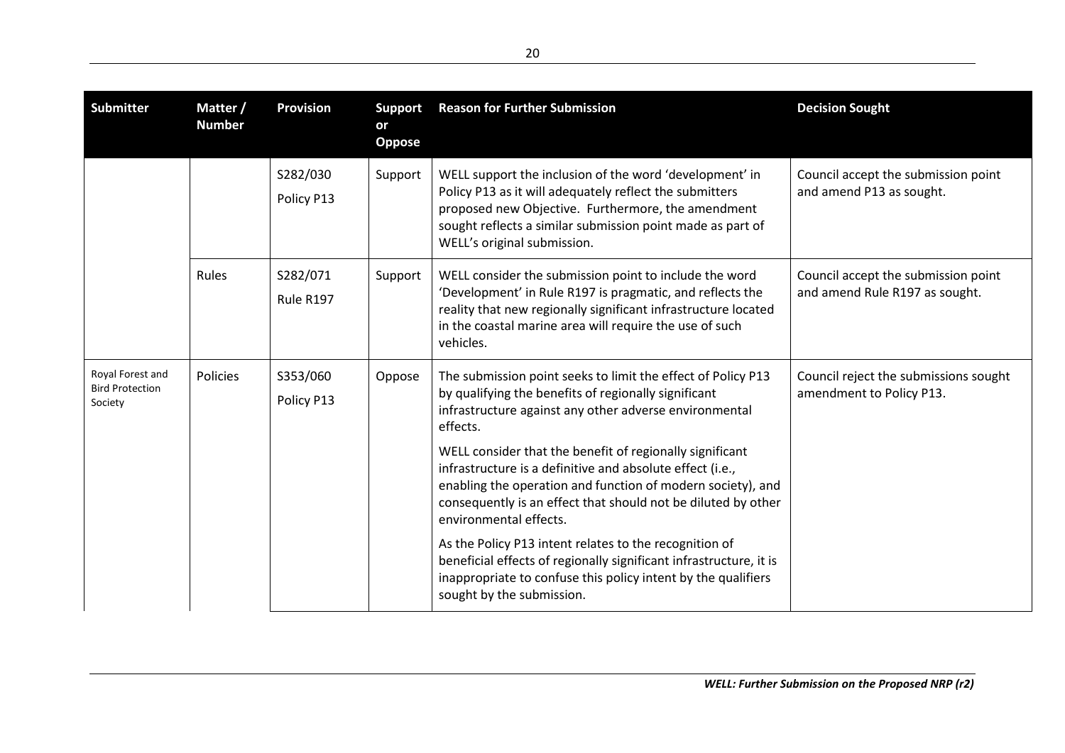| Submitter | Matter / Number | Provision | Support or Oppose | Reason for Further Submission | Decision Sought |
|---|---|---|---|---|---|
| | | S282/030<br>Policy P13 | Support | WELL support the inclusion of the word 'development' in Policy P13 as it will adequately reflect the submitters proposed new Objective. Furthermore, the amendment sought reflects a similar submission point made as part of WELL's original submission. | Council accept the submission point and amend P13 as sought. |
| | Rules | S282/071<br>Rule R197 | Support | WELL consider the submission point to include the word 'Development' in Rule R197 is pragmatic, and reflects the reality that new regionally significant infrastructure located in the coastal marine area will require the use of such vehicles. | Council accept the submission point and amend Rule R197 as sought. |
| Royal Forest and Bird Protection Society | Policies | S353/060<br>Policy P13 | Oppose | The submission point seeks to limit the effect of Policy P13 by qualifying the benefits of regionally significant infrastructure against any other adverse environmental effects.<br><br>WELL consider that the benefit of regionally significant infrastructure is a definitive and absolute effect (i.e., enabling the operation and function of modern society), and consequently is an effect that should not be diluted by other environmental effects.<br><br>As the Policy P13 intent relates to the recognition of beneficial effects of regionally significant infrastructure, it is inappropriate to confuse this policy intent by the qualifiers sought by the submission. | Council reject the submissions sought amendment to Policy P13. |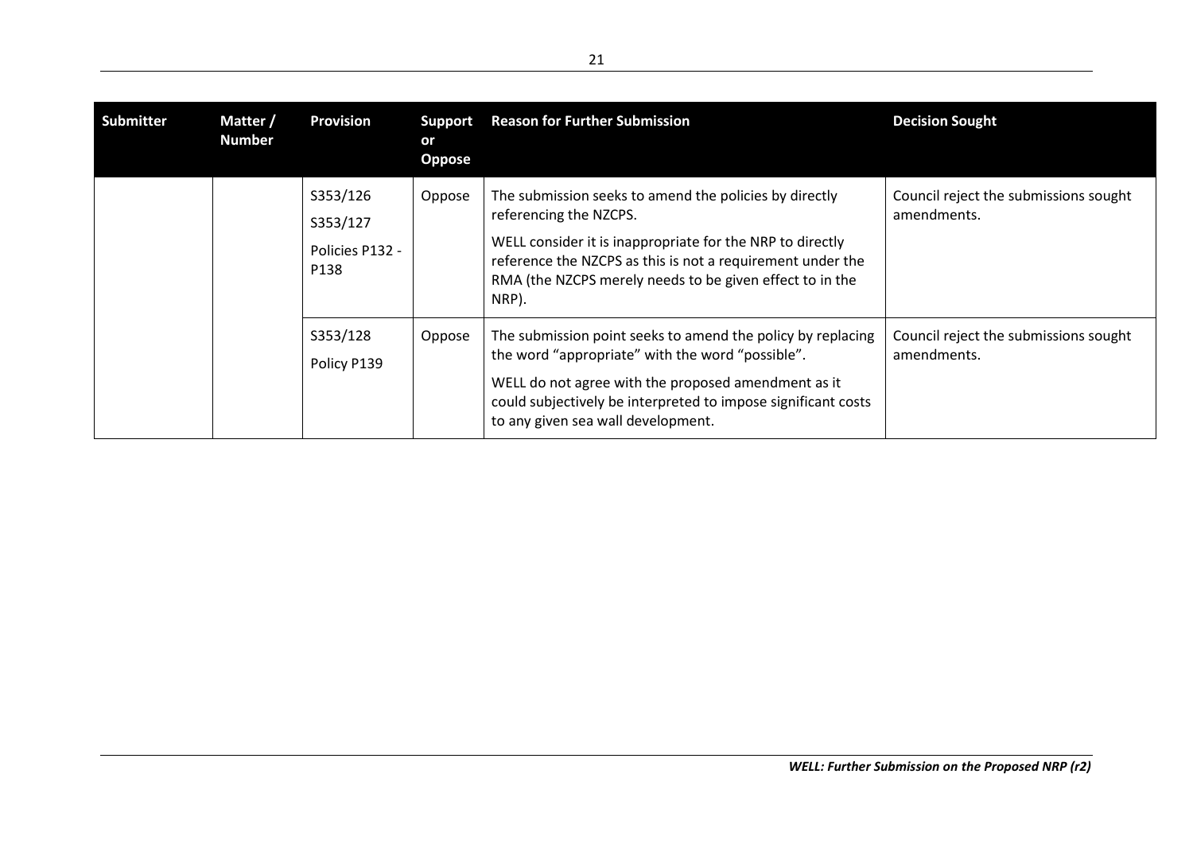| Submitter | Matter / Number | Provision | Support or Oppose | Reason for Further Submission | Decision Sought |
|---|---|---|---|---|---|
| | | S353/126<br>S353/127<br>Policies P132 - P138 | Oppose | The submission seeks to amend the policies by directly referencing the NZCPS.<br>WELL consider it is inappropriate for the NRP to directly reference the NZCPS as this is not a requirement under the RMA (the NZCPS merely needs to be given effect to in the NRP). | Council reject the submissions sought amendments. |
| | | S353/128<br>Policy P139 | Oppose | The submission point seeks to amend the policy by replacing the word "appropriate" with the word "possible".<br>WELL do not agree with the proposed amendment as it could subjectively be interpreted to impose significant costs to any given sea wall development. | Council reject the submissions sought amendments. |